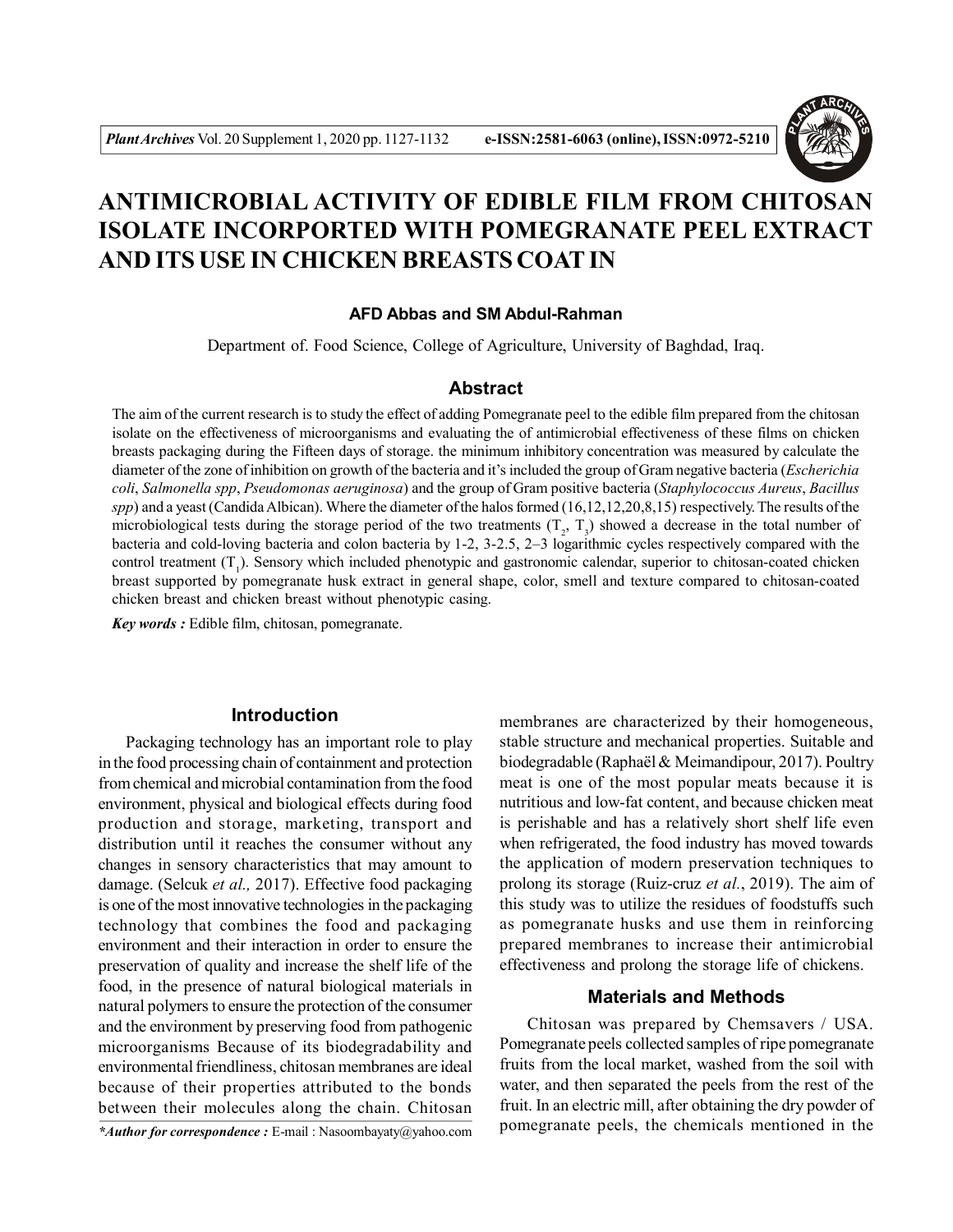# ANTIMICROBIAL ACTIVITY OF EDIBLE FILM FROM CHITOSAN ISOLATE INCORPORTED WITH POMEGRANATE PEEL EXTRACT AND ITS USE IN CHICKEN BREASTS COAT IN

**AFD Abbas and SM Abdul-Rahman**

Department of. Food Science, College of Agriculture, University of Baghdad, Iraq.

## Abstract

The aim of the current research is to study the effect of adding Pomegranate peel to the edible film prepared from the chitosan isolate on the effectiveness of microorganisms and evaluating the of antimicrobial effectiveness of these films on chicken breasts packaging during the Fifteen days of storage. the minimum inhibitory concentration was measured by calculate the diameter of the zone of inhibition on growth of the bacteria and it's included the group of Gram negative bacteria (*Escherichia coli*, *Salmonella spp*, *Pseudomonas aeruginosa*) and the group of Gram positive bacteria (*Staphylococcus Aureus*, *Bacillus spp*) and a yeast (Candida Albican). Where the diameter of the halos formed (16,12,12,20,8,15) respectively. The results of the microbiological tests during the storage period of the two treatments ($T_2$, $T_3$) showed a decrease in the total number of bacteria and cold-loving bacteria and colon bacteria by 1-2, 3-2.5, 2–3 logarithmic cycles respectively compared with the control treatment ($T_1$). Sensory which included phenotypic and gastronomic calendar, superior to chitosan-coated chicken breast supported by pomegranate husk extract in general shape, color, smell and texture compared to chitosan-coated chicken breast and chicken breast without phenotypic casing.

***Key words :*** Edible film, chitosan, pomegranate.

## Introduction

Packaging technology has an important role to play in the food processing chain of containment and protection from chemical and microbial contamination from the food environment, physical and biological effects during food production and storage, marketing, transport and distribution until it reaches the consumer without any changes in sensory characteristics that may amount to damage. (Selcuk *et al.,* 2017). Effective food packaging is one of the most innovative technologies in the packaging technology that combines the food and packaging environment and their interaction in order to ensure the preservation of quality and increase the shelf life of the food, in the presence of natural biological materials in natural polymers to ensure the protection of the consumer and the environment by preserving food from pathogenic microorganisms Because of its biodegradability and environmental friendliness, chitosan membranes are ideal because of their properties attributed to the bonds between their molecules along the chain. Chitosan membranes are characterized by their homogeneous, stable structure and mechanical properties. Suitable and biodegradable (Raphaël & Meimandipour, 2017). Poultry meat is one of the most popular meats because it is nutritious and low-fat content, and because chicken meat is perishable and has a relatively short shelf life even when refrigerated, the food industry has moved towards the application of modern preservation techniques to prolong its storage (Ruiz-cruz *et al.*, 2019). The aim of this study was to utilize the residues of foodstuffs such as pomegranate husks and use them in reinforcing prepared membranes to increase their antimicrobial effectiveness and prolong the storage life of chickens.

## Materials and Methods

Chitosan was prepared by Chemsavers / USA. Pomegranate peels collected samples of ripe pomegranate fruits from the local market, washed from the soil with water, and then separated the peels from the rest of the fruit. In an electric mill, after obtaining the dry powder of pomegranate peels, the chemicals mentioned in the

***\*Author for correspondence :*** E-mail : Nasoombayaty@yahoo.com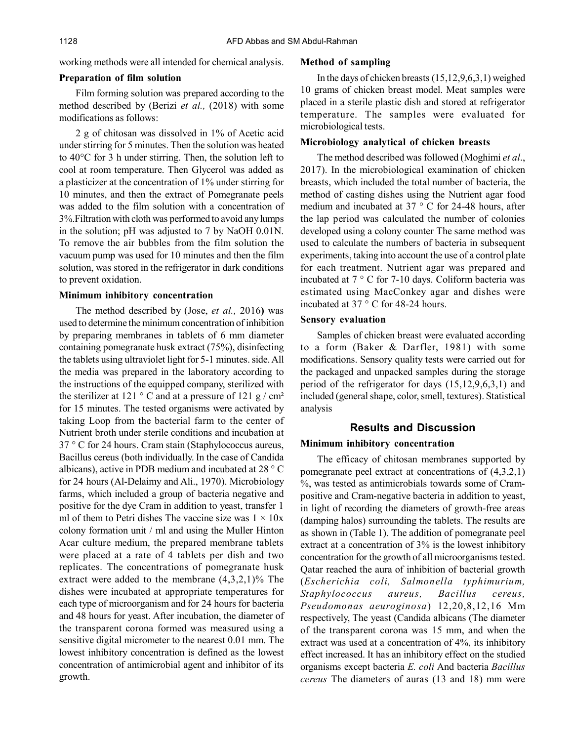working methods were all intended for chemical analysis.

### Preparation of film solution

Film forming solution was prepared according to the method described by (Berizi *et al.,* (2018) with some modifications as follows:

2 g of chitosan was dissolved in 1% of Acetic acid under stirring for 5 minutes. Then the solution was heated to 40°C for 3 h under stirring. Then, the solution left to cool at room temperature. Then Glycerol was added as a plasticizer at the concentration of 1% under stirring for 10 minutes, and then the extract of Pomegranate peels was added to the film solution with a concentration of 3%.Filtration with cloth was performed to avoid any lumps in the solution; pH was adjusted to 7 by NaOH 0.01N. To remove the air bubbles from the film solution the vacuum pump was used for 10 minutes and then the film solution, was stored in the refrigerator in dark conditions to prevent oxidation.

### Minimum inhibitory concentration

The method described by (Jose, *et al.,* 2016**)** was used to determine the minimum concentration of inhibition by preparing membranes in tablets of 6 mm diameter containing pomegranate husk extract (75%), disinfecting the tablets using ultraviolet light for 5-1 minutes. side. All the media was prepared in the laboratory according to the instructions of the equipped company, sterilized with the sterilizer at 121 ° C and at a pressure of 121 g / cm² for 15 minutes. The tested organisms were activated by taking Loop from the bacterial farm to the center of Nutrient broth under sterile conditions and incubation at 37 ° C for 24 hours. Cram stain (Staphylococcus aureus, Bacillus cereus (both individually. In the case of Candida albicans), active in PDB medium and incubated at 28 ° C for 24 hours (Al-Delaimy and Ali., 1970). Microbiology farms, which included a group of bacteria negative and positive for the dye Cram in addition to yeast, transfer 1 ml of them to Petri dishes The vaccine size was $1 \times 10x$ colony formation unit / ml and using the Muller Hinton Acar culture medium, the prepared membrane tablets were placed at a rate of 4 tablets per dish and two replicates. The concentrations of pomegranate husk extract were added to the membrane (4,3,2,1)% The dishes were incubated at appropriate temperatures for each type of microorganism and for 24 hours for bacteria and 48 hours for yeast. After incubation, the diameter of the transparent corona formed was measured using a sensitive digital micrometer to the nearest 0.01 mm. The lowest inhibitory concentration is defined as the lowest concentration of antimicrobial agent and inhibitor of its growth.

### Method of sampling

In the days of chicken breasts (15,12,9,6,3,1) weighed 10 grams of chicken breast model. Meat samples were placed in a sterile plastic dish and stored at refrigerator temperature. The samples were evaluated for microbiological tests.

### Microbiology analytical of chicken breasts

The method described was followed (Moghimi *et al*., 2017). In the microbiological examination of chicken breasts, which included the total number of bacteria, the method of casting dishes using the Nutrient agar food medium and incubated at 37 ° C for 24-48 hours, after the lap period was calculated the number of colonies developed using a colony counter The same method was used to calculate the numbers of bacteria in subsequent experiments, taking into account the use of a control plate for each treatment. Nutrient agar was prepared and incubated at 7 ° C for 7-10 days. Coliform bacteria was estimated using MacConkey agar and dishes were incubated at 37 ° C for 48-24 hours.

### Sensory evaluation

Samples of chicken breast were evaluated according to a form (Baker & Darfler, 1981) with some modifications. Sensory quality tests were carried out for the packaged and unpacked samples during the storage period of the refrigerator for days (15,12,9,6,3,1) and included (general shape, color, smell, textures). Statistical analysis

## Results and Discussion

### Minimum inhibitory concentration

The efficacy of chitosan membranes supported by pomegranate peel extract at concentrations of (4,3,2,1) %, was tested as antimicrobials towards some of Cram-positive and Cram-negative bacteria in addition to yeast, in light of recording the diameters of growth-free areas (damping halos) surrounding the tablets. The results are as shown in (Table 1). The addition of pomegranate peel extract at a concentration of 3% is the lowest inhibitory concentration for the growth of all microorganisms tested. Qatar reached the aura of inhibition of bacterial growth (*Escherichia coli, Salmonella typhimurium, Staphylococcus aureus, Bacillus cereus, Pseudomonas aeuroginosa*) 12,20,8,12,16 Mm respectively, The yeast (Candida albicans (The diameter of the transparent corona was 15 mm, and when the extract was used at a concentration of 4%, its inhibitory effect increased. It has an inhibitory effect on the studied organisms except bacteria *E. coli* And bacteria *Bacillus cereus* The diameters of auras (13 and 18) mm were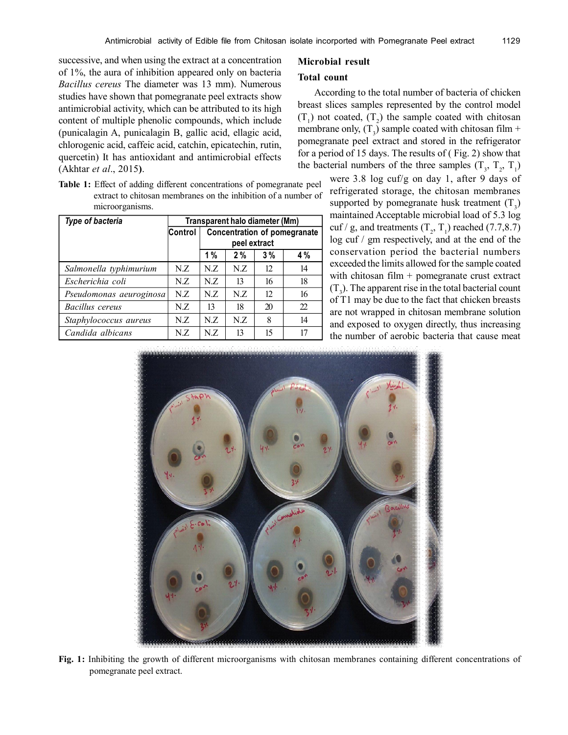successive, and when using the extract at a concentration of 1%, the aura of inhibition appeared only on bacteria *Bacillus cereus* The diameter was 13 mm). Numerous studies have shown that pomegranate peel extracts show antimicrobial activity, which can be attributed to its high content of multiple phenolic compounds, which include (punicalagin A, punicalagin B, gallic acid, ellagic acid, chlorogenic acid, caffeic acid, catchin, epicatechin, rutin, quercetin) It has antioxidant and antimicrobial effects (Akhtar *et al*., 2015**)**.

**Table 1:** Effect of adding different concentrations of pomegranate peel extract to chitosan membranes on the inhibition of a number of microorganisms.

| Type of bacteria | Transparent halo diameter (Mm) | | | | |
|---|---|---|---|---|---|
| | Control | Concentration of pomegranate peel extract | | | |
| | | 1 % | 2 % | 3 % | 4 % |
| *Salmonella typhimurium* | N.Z | N.Z | N.Z | 12 | 14 |
| *Escherichia coli* | N.Z | N.Z | 13 | 16 | 18 |
| *Pseudomonas aeuroginosa* | N.Z | N.Z | N.Z | 12 | 16 |
| *Bacillus cereus* | N.Z | 13 | 18 | 20 | 22 |
| *Staphylococcus aureus* | N.Z | N.Z | N.Z | 8 | 14 |
| *Candida albicans* | N.Z | N.Z | 13 | 15 | 17 |

## Microbial result

### Total count

According to the total number of bacteria of chicken breast slices samples represented by the control model ($T_1$) not coated, ($T_2$) the sample coated with chitosan membrane only, ($T_3$) sample coated with chitosan film + pomegranate peel extract and stored in the refrigerator for a period of 15 days. The results of ( Fig. 2) show that the bacterial numbers of the three samples ($T_3$, $T_2$, $T_1$) were 3.8 log cuf/g on day 1, after 9 days of refrigerated storage, the chitosan membranes supported by pomegranate husk treatment ($T_3$) maintained Acceptable microbial load of 5.3 log cuf / g, and treatments ($T_2$, $T_1$) reached (7.7,8.7) log cuf / gm respectively, and at the end of the conservation period the bacterial numbers exceeded the limits allowed for the sample coated with chitosan film + pomegranate crust extract ($T_3$). The apparent rise in the total bacterial count of T1 may be due to the fact that chicken breasts are not wrapped in chitosan membrane solution and exposed to oxygen directly, thus increasing the number of aerobic bacteria that cause meat

**Fig. 1:** Inhibiting the growth of different microorganisms with chitosan membranes containing different concentrations of pomegranate peel extract.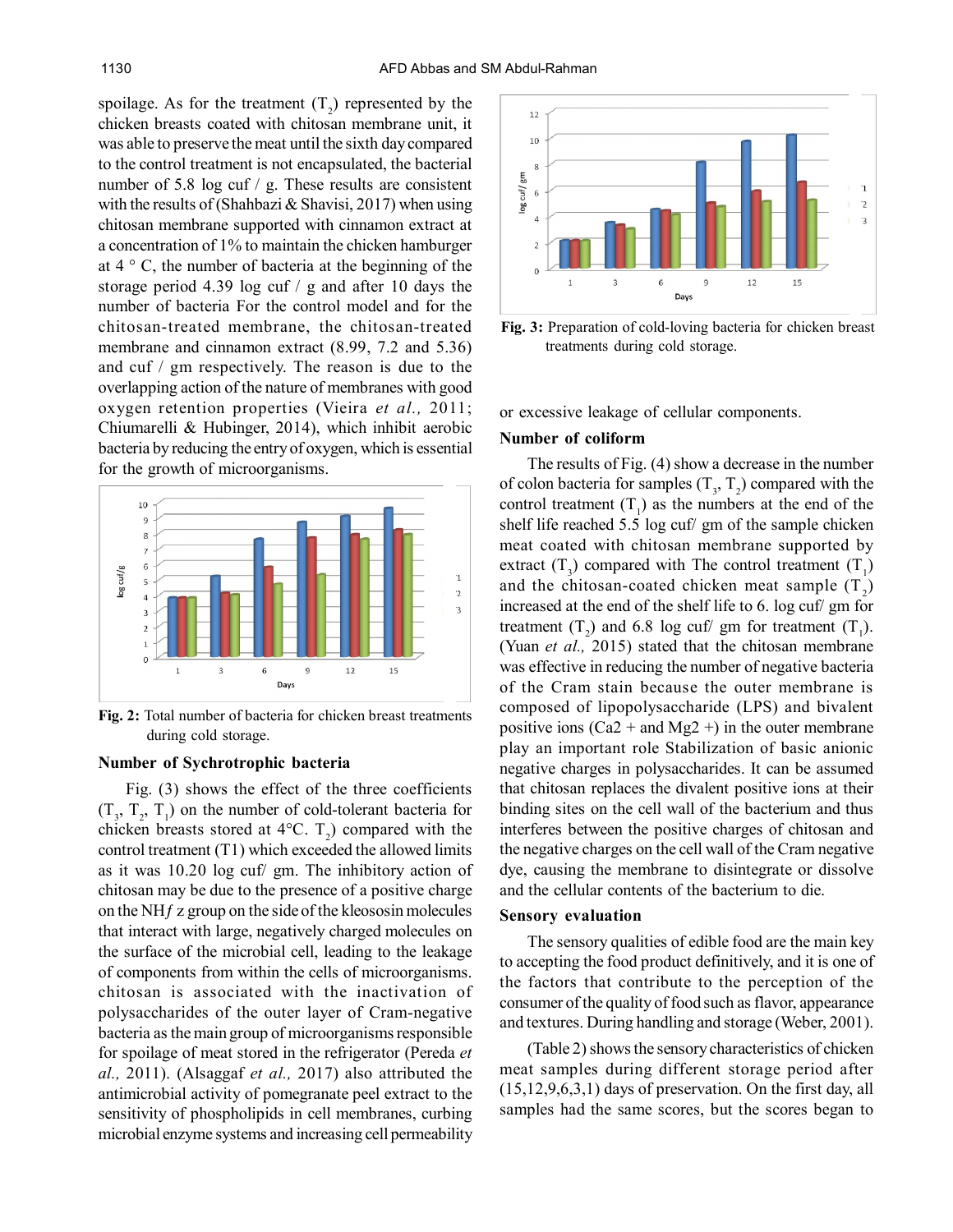spoilage. As for the treatment ($T_2$) represented by the chicken breasts coated with chitosan membrane unit, it was able to preserve the meat until the sixth day compared to the control treatment is not encapsulated, the bacterial number of 5.8 log cuf / g. These results are consistent with the results of (Shahbazi & Shavisi, 2017) when using chitosan membrane supported with cinnamon extract at a concentration of 1% to maintain the chicken hamburger at 4 ° C, the number of bacteria at the beginning of the storage period 4.39 log cuf / g and after 10 days the number of bacteria For the control model and for the chitosan-treated membrane, the chitosan-treated membrane and cinnamon extract (8.99, 7.2 and 5.36) and cuf / gm respectively. The reason is due to the overlapping action of the nature of membranes with good oxygen retention properties (Vieira *et al.,* 2011; Chiumarelli & Hubinger, 2014), which inhibit aerobic bacteria by reducing the entry of oxygen, which is essential for the growth of microorganisms.

**Fig. 2:** Total number of bacteria for chicken breast treatments during cold storage.

### Number of Sychrotrophic bacteria

Fig. (3) shows the effect of the three coefficients ($T_3$, $T_2$, $T_1$) on the number of cold-tolerant bacteria for chicken breasts stored at 4°C. $T_2$) compared with the control treatment (T1) which exceeded the allowed limits as it was 10.20 log cuf/ gm. The inhibitory action of chitosan may be due to the presence of a positive charge on the NH*f z* group on the side of the kleososin molecules that interact with large, negatively charged molecules on the surface of the microbial cell, leading to the leakage of components from within the cells of microorganisms. chitosan is associated with the inactivation of polysaccharides of the outer layer of Cram-negative bacteria as the main group of microorganisms responsible for spoilage of meat stored in the refrigerator (Pereda *et al.,* 2011). (Alsagaf *et al.,* 2017) also attributed the antimicrobial activity of pomegranate peel extract to the sensitivity of phospholipids in cell membranes, curbing microbial enzyme systems and increasing cell permeability

**Fig. 3:** Preparation of cold-loving bacteria for chicken breast treatments during cold storage.

or excessive leakage of cellular components.

### Number of coliform

The results of Fig. (4) show a decrease in the number of colon bacteria for samples ($T_3$, $T_2$) compared with the control treatment ($T_1$) as the numbers at the end of the shelf life reached 5.5 log cuf/ gm of the sample chicken meat coated with chitosan membrane supported by extract ($T_3$) compared with The control treatment ($T_1$) and the chitosan-coated chicken meat sample ($T_2$) increased at the end of the shelf life to 6. log cuf/ gm for treatment ($T_2$) and 6.8 log cuf/ gm for treatment ($T_1$). (Yuan *et al.,* 2015) stated that the chitosan membrane was effective in reducing the number of negative bacteria of the Cram stain because the outer membrane is composed of lipopolysaccharide (LPS) and bivalent positive ions (Ca2 + and Mg2 +) in the outer membrane play an important role Stabilization of basic anionic negative charges in polysaccharides. It can be assumed that chitosan replaces the divalent positive ions at their binding sites on the cell wall of the bacterium and thus interferes between the positive charges of chitosan and the negative charges on the cell wall of the Cram negative dye, causing the membrane to disintegrate or dissolve and the cellular contents of the bacterium to die.

### Sensory evaluation

The sensory qualities of edible food are the main key to accepting the food product definitively, and it is one of the factors that contribute to the perception of the consumer of the quality of food such as flavor, appearance and textures. During handling and storage (Weber, 2001).

(Table 2) shows the sensory characteristics of chicken meat samples during different storage period after (15,12,9,6,3,1) days of preservation. On the first day, all samples had the same scores, but the scores began to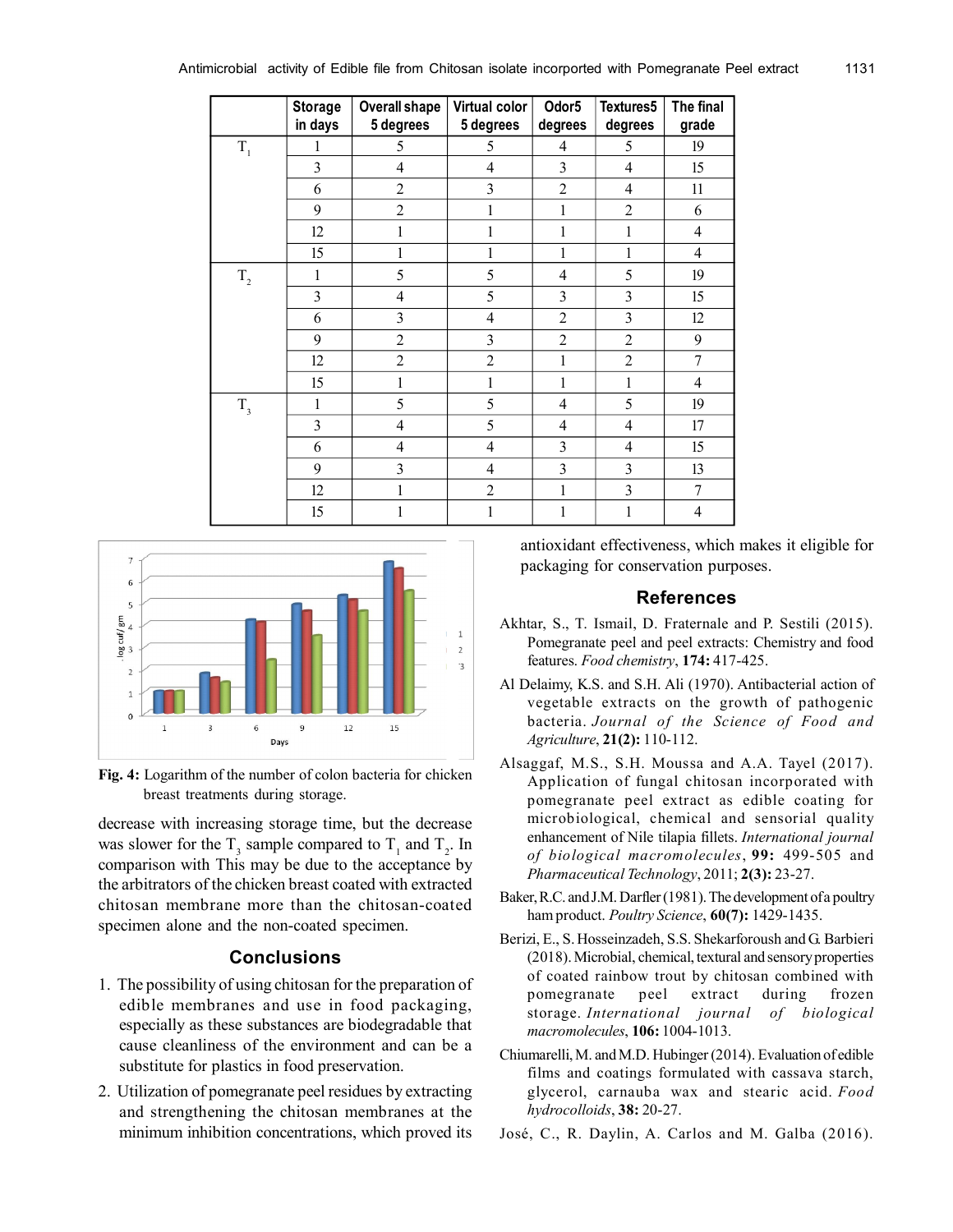|  | Storage in days | Overall shape 5 degrees | Virtual color 5 degrees | Odor5 degrees | Textures5 degrees | The final grade |
|---|---|---|---|---|---|---|
| $T_1$ | 1 | 5 | 5 | 4 | 5 | 19 |
|  | 3 | 4 | 4 | 3 | 4 | 15 |
|  | 6 | 2 | 3 | 2 | 4 | 11 |
|  | 9 | 2 | 1 | 1 | 2 | 6 |
|  | 12 | 1 | 1 | 1 | 1 | 4 |
|  | 15 | 1 | 1 | 1 | 1 | 4 |
| $T_2$ | 1 | 5 | 5 | 4 | 5 | 19 |
|  | 3 | 4 | 5 | 3 | 3 | 15 |
|  | 6 | 3 | 4 | 2 | 3 | 12 |
|  | 9 | 2 | 3 | 2 | 2 | 9 |
|  | 12 | 2 | 2 | 1 | 2 | 7 |
|  | 15 | 1 | 1 | 1 | 1 | 4 |
| $T_3$ | 1 | 5 | 5 | 4 | 5 | 19 |
|  | 3 | 4 | 5 | 4 | 4 | 17 |
|  | 6 | 4 | 4 | 3 | 4 | 15 |
|  | 9 | 3 | 4 | 3 | 3 | 13 |
|  | 12 | 1 | 2 | 1 | 3 | 7 |
|  | 15 | 1 | 1 | 1 | 1 | 4 |

**Fig. 4:** Logarithm of the number of colon bacteria for chicken breast treatments during storage.

decrease with increasing storage time, but the decrease was slower for the $T_3$ sample compared to $T_1$ and $T_2$. In comparison with This may be due to the acceptance by the arbitrators of the chicken breast coated with extracted chitosan membrane more than the chitosan-coated specimen alone and the non-coated specimen.

## Conclusions

1. The possibility of using chitosan for the preparation of edible membranes and use in food packaging, especially as these substances are biodegradable that cause cleanliness of the environment and can be a substitute for plastics in food preservation.
2. Utilization of pomegranate peel residues by extracting and strengthening the chitosan membranes at the minimum inhibition concentrations, which proved its antioxidant effectiveness, which makes it eligible for packaging for conservation purposes.

## References

Akhtar, S., T. Ismail, D. Fraternale and P. Sestili (2015). Pomegranate peel and peel extracts: Chemistry and food features. *Food chemistry*, **174:** 417-425.

Al Delaimy, K.S. and S.H. Ali (1970). Antibacterial action of vegetable extracts on the growth of pathogenic bacteria. *Journal of the Science of Food and Agriculture*, **21(2):** 110-112.

Alsaggaf, M.S., S.H. Moussa and A.A. Tayel (2017). Application of fungal chitosan incorporated with pomegranate peel extract as edible coating for microbiological, chemical and sensorial quality enhancement of Nile tilapia fillets. *International journal of biological macromolecules*, **99:** 499-505 and *Pharmaceutical Technology*, 2011; **2(3):** 23-27.

Baker, R.C. and J.M. Darfler (1981). The development of a poultry ham product. *Poultry Science*, **60(7):** 1429-1435.

Berizi, E., S. Hosseinzadeh, S.S. Shekarforoush and G. Barbieri (2018). Microbial, chemical, textural and sensory properties of coated rainbow trout by chitosan combined with pomegranate peel extract during frozen storage. *International journal of biological macromolecules*, **106:** 1004-1013.

Chiumarelli, M. and M.D. Hubinger (2014). Evaluation of edible films and coatings formulated with cassava starch, glycerol, carnauba wax and stearic acid. *Food hydrocolloids*, **38:** 20-27.

José, C., R. Daylin, A. Carlos and M. Galba (2016).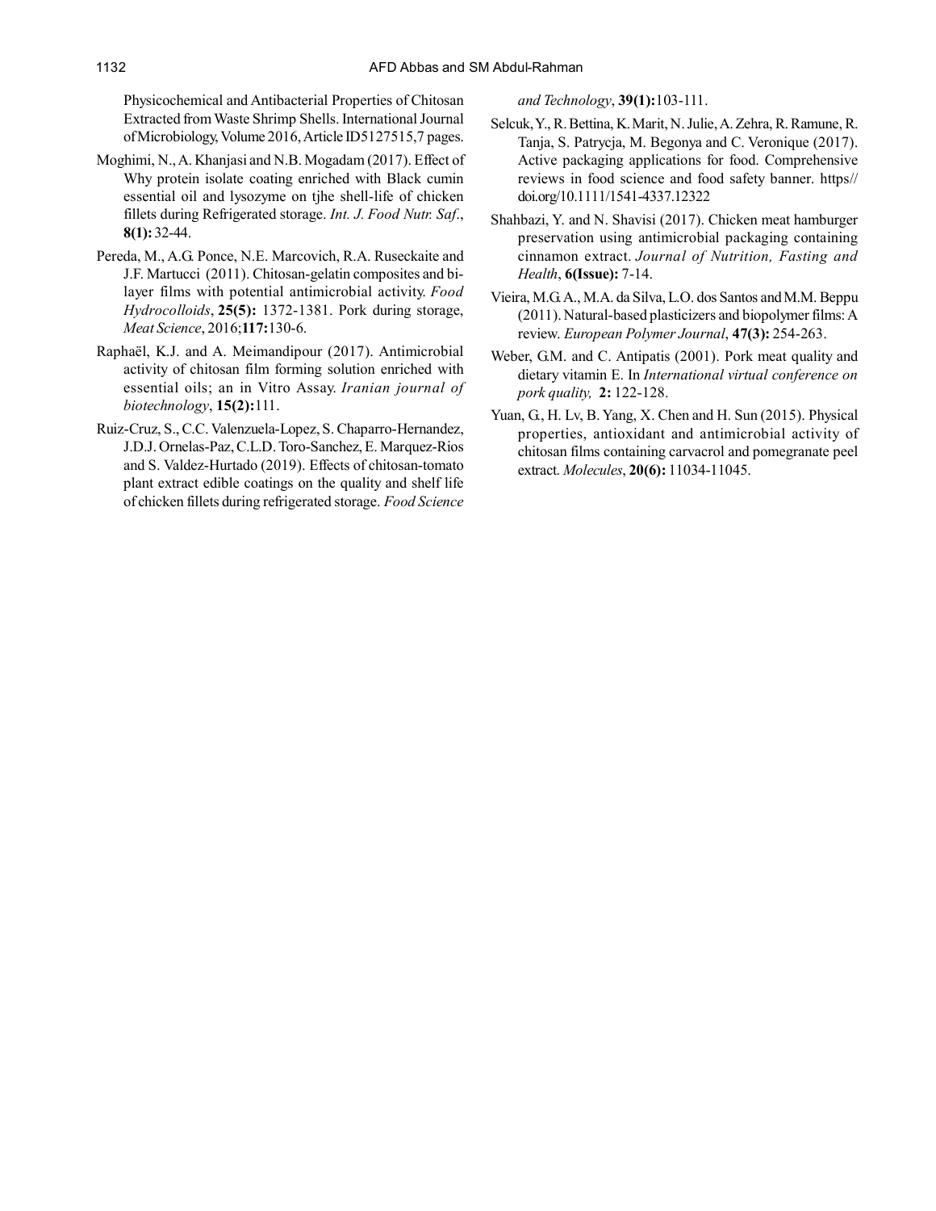Physicochemical and Antibacterial Properties of Chitosan Extracted from Waste Shrimp Shells. International Journal of Microbiology, Volume 2016, Article ID5127515,7 pages.

Moghimi, N., A. Khanjasi and N.B. Mogadam (2017). Effect of Why protein isolate coating enriched with Black cumin essential oil and lysozyme on tjhe shell-life of chicken fillets during Refrigerated storage. *Int. J. Food Nutr. Saf.*, **8(1):** 32-44.

Pereda, M., A.G. Ponce, N.E. Marcovich, R.A. Ruseckaite and J.F. Martucci (2011). Chitosan-gelatin composites and bi-layer films with potential antimicrobial activity. *Food Hydrocolloids*, **25(5):** 1372-1381. Pork during storage, *Meat Science*, 2016;**117:**130-6.

Raphaël, K.J. and A. Meimandipour (2017). Antimicrobial activity of chitosan film forming solution enriched with essential oils; an in Vitro Assay. *Iranian journal of biotechnology*, **15(2):**111.

Ruiz-Cruz, S., C.C. Valenzuela-Lopez, S. Chaparro-Hernandez, J.D.J. Ornelas-Paz, C.L.D. Toro-Sanchez, E. Marquez-Rios and S. Valdez-Hurtado (2019). Effects of chitosan-tomato plant extract edible coatings on the quality and shelf life of chicken fillets during refrigerated storage. *Food Science and Technology*, **39(1):**103-111.

Selcuk, Y., R. Bettina, K. Marit, N. Julie, A. Zehra, R. Ramune, R. Tanja, S. Patrycja, M. Begonya and C. Veronique (2017). Active packaging applications for food. Comprehensive reviews in food science and food safety banner. https//doi.org/10.1111/1541-4337.12322

Shahbazi, Y. and N. Shavisi (2017). Chicken meat hamburger preservation using antimicrobial packaging containing cinnamon extract. *Journal of Nutrition, Fasting and Health*, **6(Issue):** 7-14.

Vieira, M.G.A., M.A. da Silva, L.O. dos Santos and M.M. Beppu (2011). Natural-based plasticizers and biopolymer films: A review. *European Polymer Journal*, **47(3):** 254-263.

Weber, G.M. and C. Antipatis (2001). Pork meat quality and dietary vitamin E. In *International virtual conference on pork quality,* **2:** 122-128.

Yuan, G., H. Lv, B. Yang, X. Chen and H. Sun (2015). Physical properties, antioxidant and antimicrobial activity of chitosan films containing carvacrol and pomegranate peel extract. *Molecules*, **20(6):** 11034-11045.